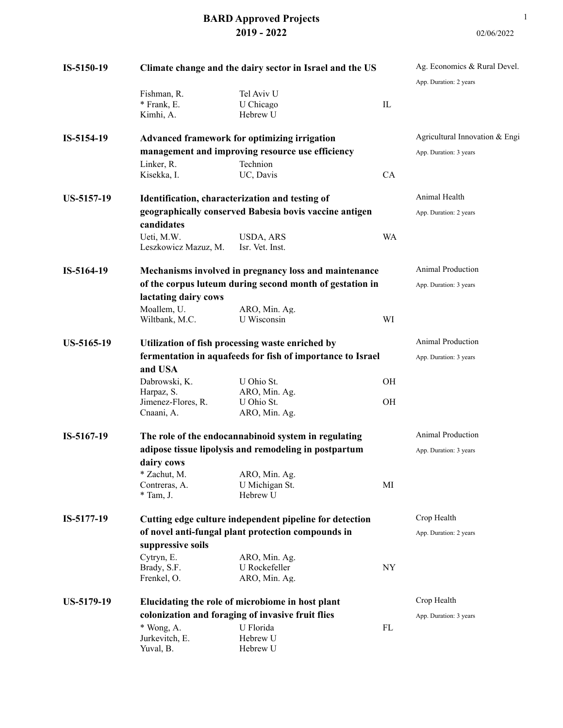# BARD Approved Projects
## 2019 - 2022

02/06/2022

| Project | Title / Investigators | Institution | State | Area |
|---|---|---|---|---|
| **IS-5150-19** | **Climate change and the dairy sector in Israel and the US** | | | Ag. Economics & Rural Devel.<br>App. Duration: 2 years |
| | Fishman, R. | Tel Aviv U | | |
| | * Frank, E. | U Chicago | IL | |
| | Kimhi, A. | Hebrew U | | |
| **IS-5154-19** | **Advanced framework for optimizing irrigation management and improving resource use efficiency** | | | Agricultural Innovation & Engi<br>App. Duration: 3 years |
| | Linker, R. | Technion | | |
| | Kisekka, I. | UC, Davis | CA | |
| **US-5157-19** | **Identification, characterization and testing of geographically conserved Babesia bovis vaccine antigen candidates** | | | Animal Health<br>App. Duration: 2 years |
| | Ueti, M.W. | USDA, ARS | WA | |
| | Leszkowicz Mazuz, M. | Isr. Vet. Inst. | | |
| **IS-5164-19** | **Mechanisms involved in pregnancy loss and maintenance of the corpus luteum during second month of gestation in lactating dairy cows** | | | Animal Production<br>App. Duration: 3 years |
| | Moallem, U. | ARO, Min. Ag. | | |
| | Wiltbank, M.C. | U Wisconsin | WI | |
| **US-5165-19** | **Utilization of fish processing waste enriched by fermentation in aquafeeds for fish of importance to Israel and USA** | | | Animal Production<br>App. Duration: 3 years |
| | Dabrowski, K. | U Ohio St. | OH | |
| | Harpaz, S. | ARO, Min. Ag. | | |
| | Jimenez-Flores, R. | U Ohio St. | OH | |
| | Cnaani, A. | ARO, Min. Ag. | | |
| **IS-5167-19** | **The role of the endocannabinoid system in regulating adipose tissue lipolysis and remodeling in postpartum dairy cows** | | | Animal Production<br>App. Duration: 3 years |
| | * Zachut, M. | ARO, Min. Ag. | | |
| | Contreras, A. | U Michigan St. | MI | |
| | * Tam, J. | Hebrew U | | |
| **IS-5177-19** | **Cutting edge culture independent pipeline for detection of novel anti-fungal plant protection compounds in suppressive soils** | | | Crop Health<br>App. Duration: 2 years |
| | Cytryn, E. | ARO, Min. Ag. | | |
| | Brady, S.F. | U Rockefeller | NY | |
| | Frenkel, O. | ARO, Min. Ag. | | |
| **US-5179-19** | **Elucidating the role of microbiome in host plant colonization and foraging of invasive fruit flies** | | | Crop Health<br>App. Duration: 3 years |
| | * Wong, A. | U Florida | FL | |
| | Jurkevitch, E. | Hebrew U | | |
| | Yuval, B. | Hebrew U | | |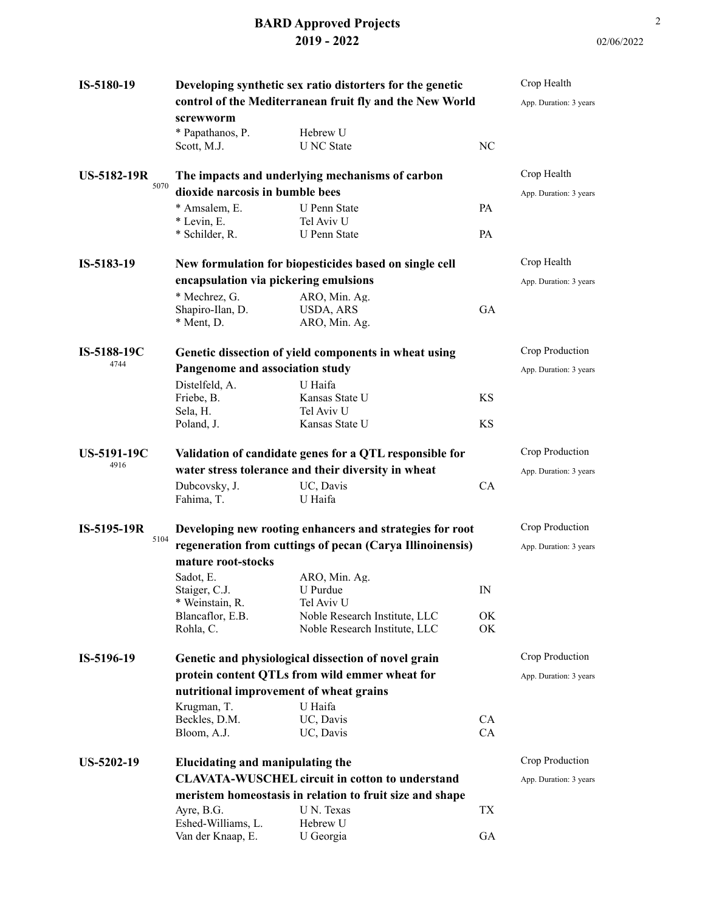# BARD Approved Projects
## 2019 - 2022

02/06/2022

**IS-5180-19** — **Developing synthetic sex ratio distorters for the genetic control of the Mediterranean fruit fly and the New World screwworm**

Crop Health — App. Duration: 3 years

| Investigator | Institution | State |
|---|---|---|
| * Papathanos, P. | Hebrew U | |
| Scott, M.J. | U NC State | NC |

**US-5182-19R** 5070 — **The impacts and underlying mechanisms of carbon dioxide narcosis in bumble bees**

Crop Health — App. Duration: 3 years

| Investigator | Institution | State |
|---|---|---|
| * Amsalem, E. | U Penn State | PA |
| * Levin, E. | Tel Aviv U | |
| * Schilder, R. | U Penn State | PA |

**IS-5183-19** — **New formulation for biopesticides based on single cell encapsulation via pickering emulsions**

Crop Health — App. Duration: 3 years

| Investigator | Institution | State |
|---|---|---|
| * Mechrez, G. | ARO, Min. Ag. | |
| Shapiro-Ilan, D. | USDA, ARS | GA |
| * Ment, D. | ARO, Min. Ag. | |

**IS-5188-19C** 4744 — **Genetic dissection of yield components in wheat using Pangenome and association study**

Crop Production — App. Duration: 3 years

| Investigator | Institution | State |
|---|---|---|
| Distelfeld, A. | U Haifa | |
| Friebe, B. | Kansas State U | KS |
| Sela, H. | Tel Aviv U | |
| Poland, J. | Kansas State U | KS |

**US-5191-19C** 4916 — **Validation of candidate genes for a QTL responsible for water stress tolerance and their diversity in wheat**

Crop Production — App. Duration: 3 years

| Investigator | Institution | State |
|---|---|---|
| Dubcovsky, J. | UC, Davis | CA |
| Fahima, T. | U Haifa | |

**IS-5195-19R** 5104 — **Developing new rooting enhancers and strategies for root regeneration from cuttings of pecan (Carya Illinoinensis) mature root-stocks**

Crop Production — App. Duration: 3 years

| Investigator | Institution | State |
|---|---|---|
| Sadot, E. | ARO, Min. Ag. | |
| Staiger, C.J. | U Purdue | IN |
| * Weinstain, R. | Tel Aviv U | |
| Blancaflor, E.B. | Noble Research Institute, LLC | OK |
| Rohla, C. | Noble Research Institute, LLC | OK |

**IS-5196-19** — **Genetic and physiological dissection of novel grain protein content QTLs from wild emmer wheat for nutritional improvement of wheat grains**

Crop Production — App. Duration: 3 years

| Investigator | Institution | State |
|---|---|---|
| Krugman, T. | U Haifa | |
| Beckles, D.M. | UC, Davis | CA |
| Bloom, A.J. | UC, Davis | CA |

**US-5202-19** — **Elucidating and manipulating the CLAVATA-WUSCHEL circuit in cotton to understand meristem homeostasis in relation to fruit size and shape**

Crop Production — App. Duration: 3 years

| Investigator | Institution | State |
|---|---|---|
| Ayre, B.G. | U N. Texas | TX |
| Eshed-Williams, L. | Hebrew U | |
| Van der Knaap, E. | U Georgia | GA |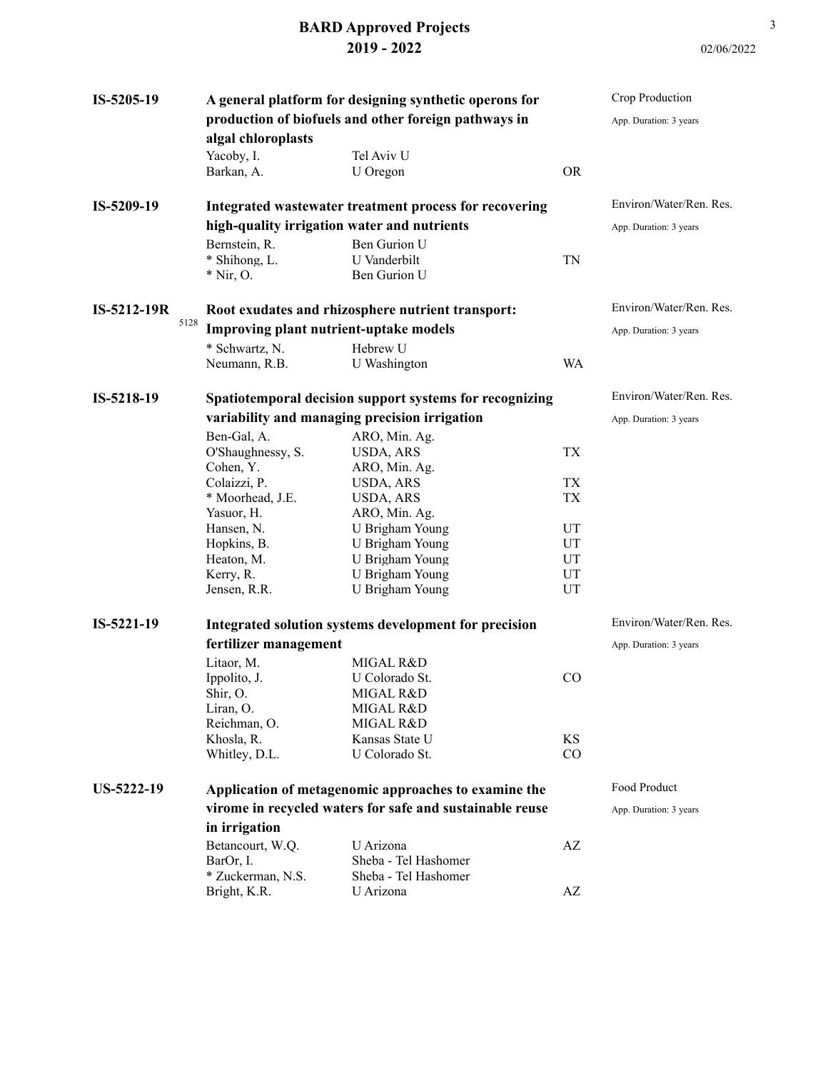## BARD Approved Projects
## 2019 - 2022

02/06/2022

**IS-5205-19** — **A general platform for designing synthetic operons for production of biofuels and other foreign pathways in algal chloroplasts**

Crop Production
App. Duration: 3 years

| Investigator | Institution | State |
|---|---|---|
| Yacoby, I. | Tel Aviv U | |
| Barkan, A. | U Oregon | OR |

**IS-5209-19** — **Integrated wastewater treatment process for recovering high-quality irrigation water and nutrients**

Environ/Water/Ren. Res.
App. Duration: 3 years

| Investigator | Institution | State |
|---|---|---|
| Bernstein, R. | Ben Gurion U | |
| * Shihong, L. | U Vanderbilt | TN |
| * Nir, O. | Ben Gurion U | |

**IS-5212-19R** 5128 — **Root exudates and rhizosphere nutrient transport: Improving plant nutrient-uptake models**

Environ/Water/Ren. Res.
App. Duration: 3 years

| Investigator | Institution | State |
|---|---|---|
| * Schwartz, N. | Hebrew U | |
| Neumann, R.B. | U Washington | WA |

**IS-5218-19** — **Spatiotemporal decision support systems for recognizing variability and managing precision irrigation**

Environ/Water/Ren. Res.
App. Duration: 3 years

| Investigator | Institution | State |
|---|---|---|
| Ben-Gal, A. | ARO, Min. Ag. | |
| O'Shaughnessy, S. | USDA, ARS | TX |
| Cohen, Y. | ARO, Min. Ag. | |
| Colaizzi, P. | USDA, ARS | TX |
| * Moorhead, J.E. | USDA, ARS | TX |
| Yasuor, H. | ARO, Min. Ag. | |
| Hansen, N. | U Brigham Young | UT |
| Hopkins, B. | U Brigham Young | UT |
| Heaton, M. | U Brigham Young | UT |
| Kerry, R. | U Brigham Young | UT |
| Jensen, R.R. | U Brigham Young | UT |

**IS-5221-19** — **Integrated solution systems development for precision fertilizer management**

Environ/Water/Ren. Res.
App. Duration: 3 years

| Investigator | Institution | State |
|---|---|---|
| Litaor, M. | MIGAL R&D | |
| Ippolito, J. | U Colorado St. | CO |
| Shir, O. | MIGAL R&D | |
| Liran, O. | MIGAL R&D | |
| Reichman, O. | MIGAL R&D | |
| Khosla, R. | Kansas State U | KS |
| Whitley, D.L. | U Colorado St. | CO |

**US-5222-19** — **Application of metagenomic approaches to examine the virome in recycled waters for safe and sustainable reuse in irrigation**

Food Product
App. Duration: 3 years

| Investigator | Institution | State |
|---|---|---|
| Betancourt, W.Q. | U Arizona | AZ |
| BarOr, I. | Sheba - Tel Hashomer | |
| * Zuckerman, N.S. | Sheba - Tel Hashomer | |
| Bright, K.R. | U Arizona | AZ |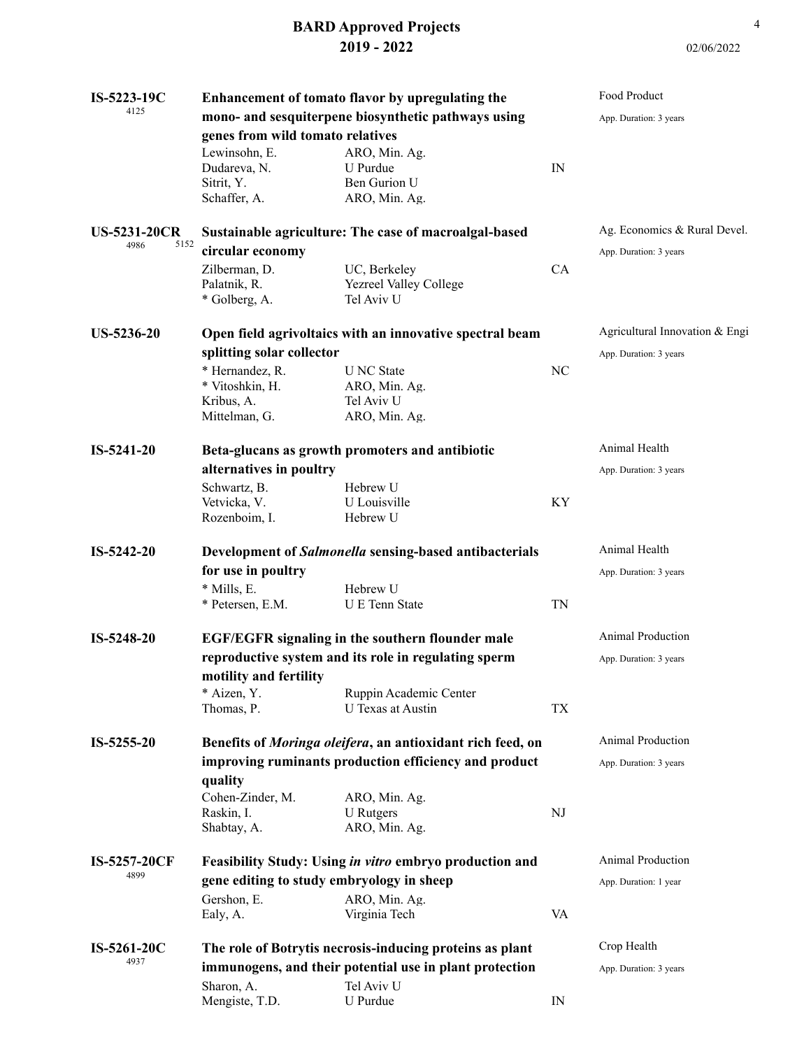**BARD Approved Projects**
**2019 - 2022**

02/06/2022

**IS-5223-19C** 4125
**Enhancement of tomato flavor by upregulating the mono- and sesquiterpene biosynthetic pathways using genes from wild tomato relatives**
Food Product — App. Duration: 3 years

| Investigator | Institution | State |
|---|---|---|
| Lewinsohn, E. | ARO, Min. Ag. | |
| Dudareva, N. | U Purdue | IN |
| Sitrit, Y. | Ben Gurion U | |
| Schaffer, A. | ARO, Min. Ag. | |

**US-5231-20CR** 4986 5152
**Sustainable agriculture: The case of macroalgal-based circular economy**
Ag. Economics & Rural Devel. — App. Duration: 3 years

| Investigator | Institution | State |
|---|---|---|
| Zilberman, D. | UC, Berkeley | CA |
| Palatnik, R. | Yezreel Valley College | |
| * Golberg, A. | Tel Aviv U | |

**US-5236-20**
**Open field agrivoltaics with an innovative spectral beam splitting solar collector**
Agricultural Innovation & Engi — App. Duration: 3 years

| Investigator | Institution | State |
|---|---|---|
| * Hernandez, R. | U NC State | NC |
| * Vitoshkin, H. | ARO, Min. Ag. | |
| Kribus, A. | Tel Aviv U | |
| Mittelman, G. | ARO, Min. Ag. | |

**IS-5241-20**
**Beta-glucans as growth promoters and antibiotic alternatives in poultry**
Animal Health — App. Duration: 3 years

| Investigator | Institution | State |
|---|---|---|
| Schwartz, B. | Hebrew U | |
| Vetvicka, V. | U Louisville | KY |
| Rozenboim, I. | Hebrew U | |

**IS-5242-20**
**Development of *Salmonella* sensing-based antibacterials for use in poultry**
Animal Health — App. Duration: 3 years

| Investigator | Institution | State |
|---|---|---|
| * Mills, E. | Hebrew U | |
| * Petersen, E.M. | U E Tenn State | TN |

**IS-5248-20**
**EGF/EGFR signaling in the southern flounder male reproductive system and its role in regulating sperm motility and fertility**
Animal Production — App. Duration: 3 years

| Investigator | Institution | State |
|---|---|---|
| * Aizen, Y. | Ruppin Academic Center | |
| Thomas, P. | U Texas at Austin | TX |

**IS-5255-20**
**Benefits of *Moringa oleifera*, an antioxidant rich feed, on improving ruminants production efficiency and product quality**
Animal Production — App. Duration: 3 years

| Investigator | Institution | State |
|---|---|---|
| Cohen-Zinder, M. | ARO, Min. Ag. | |
| Raskin, I. | U Rutgers | NJ |
| Shabtay, A. | ARO, Min. Ag. | |

**IS-5257-20CF** 4899
**Feasibility Study: Using *in vitro* embryo production and gene editing to study embryology in sheep**
Animal Production — App. Duration: 1 year

| Investigator | Institution | State |
|---|---|---|
| Gershon, E. | ARO, Min. Ag. | |
| Ealy, A. | Virginia Tech | VA |

**IS-5261-20C** 4937
**The role of Botrytis necrosis-inducing proteins as plant immunogens, and their potential use in plant protection**
Crop Health — App. Duration: 3 years

| Investigator | Institution | State |
|---|---|---|
| Sharon, A. | Tel Aviv U | |
| Mengiste, T.D. | U Purdue | IN |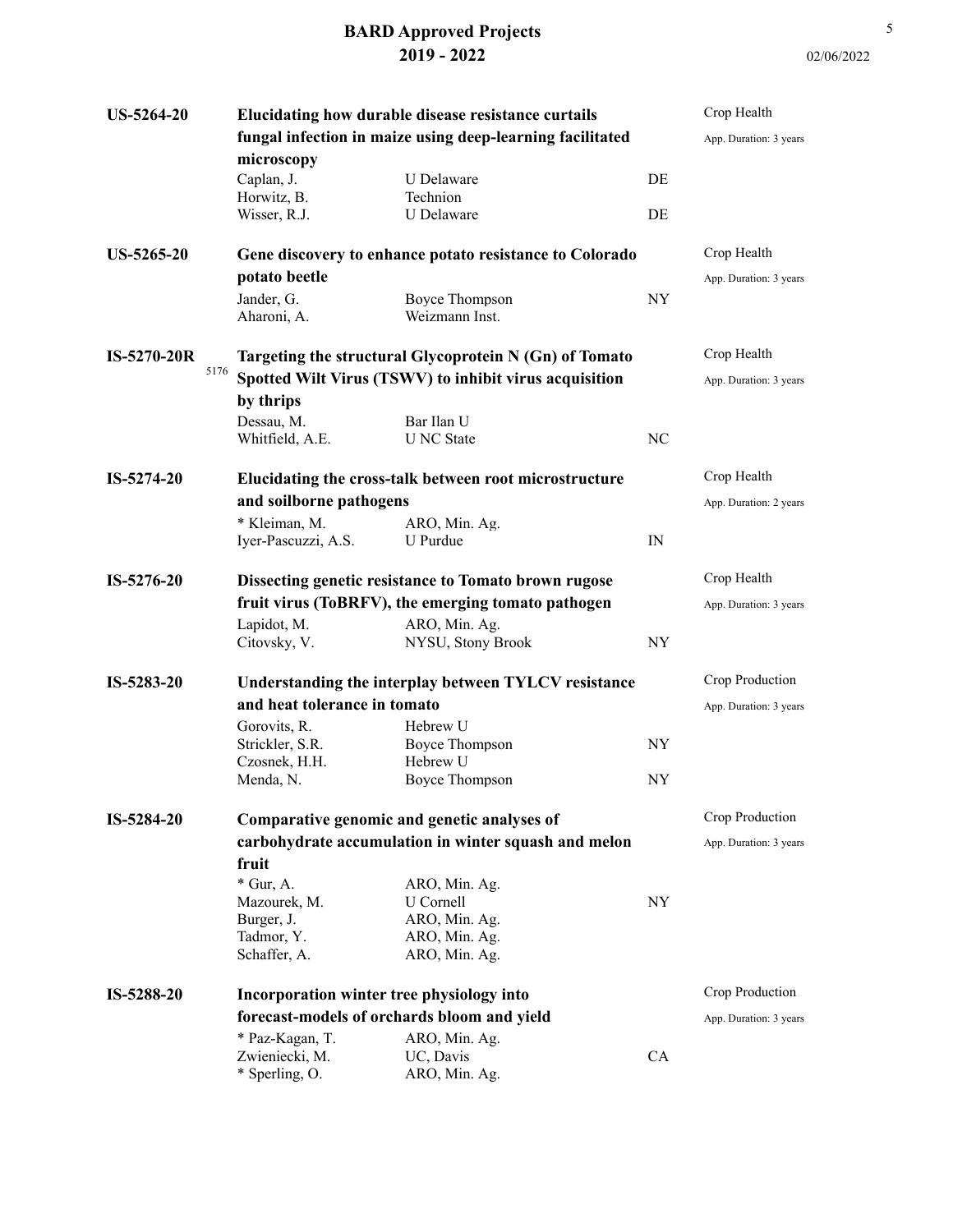**US-5264-20** — **Elucidating how durable disease resistance curtails fungal infection in maize using deep-learning facilitated microscopy**

Crop Health
App. Duration: 3 years

| | | |
|---|---|---|
| Caplan, J. | U Delaware | DE |
| Horwitz, B. | Technion | |
| Wisser, R.J. | U Delaware | DE |

**US-5265-20** — **Gene discovery to enhance potato resistance to Colorado potato beetle**

Crop Health
App. Duration: 3 years

| | | |
|---|---|---|
| Jander, G. | Boyce Thompson | NY |
| Aharoni, A. | Weizmann Inst. | |

**IS-5270-20R** 5176 — **Targeting the structural Glycoprotein N (Gn) of Tomato Spotted Wilt Virus (TSWV) to inhibit virus acquisition by thrips**

Crop Health
App. Duration: 3 years

| | | |
|---|---|---|
| Dessau, M. | Bar Ilan U | |
| Whitfield, A.E. | U NC State | NC |

**IS-5274-20** — **Elucidating the cross-talk between root microstructure and soilborne pathogens**

Crop Health
App. Duration: 2 years

| | | |
|---|---|---|
| * Kleiman, M. | ARO, Min. Ag. | |
| Iyer-Pascuzzi, A.S. | U Purdue | IN |

**IS-5276-20** — **Dissecting genetic resistance to Tomato brown rugose fruit virus (ToBRFV), the emerging tomato pathogen**

Crop Health
App. Duration: 3 years

| | | |
|---|---|---|
| Lapidot, M. | ARO, Min. Ag. | |
| Citovsky, V. | NYSU, Stony Brook | NY |

**IS-5283-20** — **Understanding the interplay between TYLCV resistance and heat tolerance in tomato**

Crop Production
App. Duration: 3 years

| | | |
|---|---|---|
| Gorovits, R. | Hebrew U | |
| Strickler, S.R. | Boyce Thompson | NY |
| Czosnek, H.H. | Hebrew U | |
| Menda, N. | Boyce Thompson | NY |

**IS-5284-20** — **Comparative genomic and genetic analyses of carbohydrate accumulation in winter squash and melon fruit**

Crop Production
App. Duration: 3 years

| | | |
|---|---|---|
| * Gur, A. | ARO, Min. Ag. | |
| Mazourek, M. | U Cornell | NY |
| Burger, J. | ARO, Min. Ag. | |
| Tadmor, Y. | ARO, Min. Ag. | |
| Schaffer, A. | ARO, Min. Ag. | |

**IS-5288-20** — **Incorporation winter tree physiology into forecast-models of orchards bloom and yield**

Crop Production
App. Duration: 3 years

| | | |
|---|---|---|
| * Paz-Kagan, T. | ARO, Min. Ag. | |
| Zwieniecki, M. | UC, Davis | CA |
| * Sperling, O. | ARO, Min. Ag. | |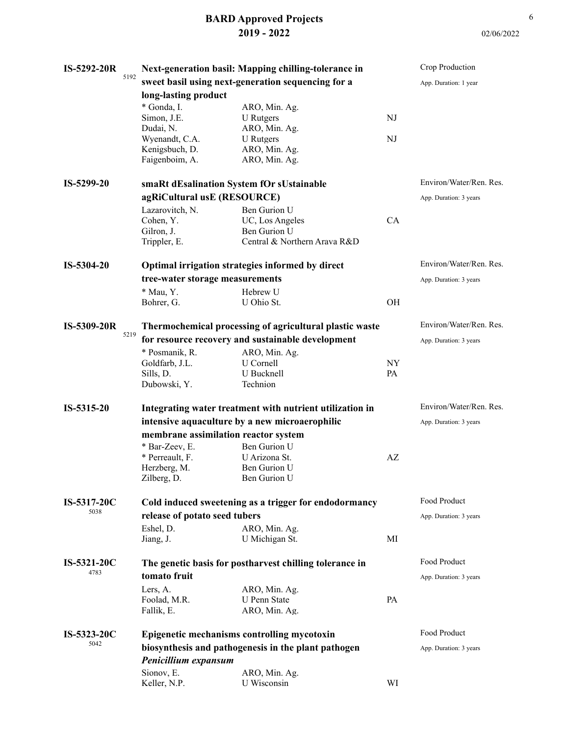**IS-5292-20R** 5192 — **Next-generation basil: Mapping chilling-tolerance in sweet basil using next-generation sequencing for a long-lasting product**

Crop Production
App. Duration: 1 year

| Investigator | Institution | State |
|---|---|---|
| * Gonda, I. | ARO, Min. Ag. | |
| Simon, J.E. | U Rutgers | NJ |
| Dudai, N. | ARO, Min. Ag. | |
| Wyenandt, C.A. | U Rutgers | NJ |
| Kenigsbuch, D. | ARO, Min. Ag. | |
| Faigenboim, A. | ARO, Min. Ag. | |

**IS-5299-20** — **smaRt dEsalination System fOr sUstainable agRiCultural usE (RESOURCE)**

Environ/Water/Ren. Res.
App. Duration: 3 years

| Investigator | Institution | State |
|---|---|---|
| Lazarovitch, N. | Ben Gurion U | |
| Cohen, Y. | UC, Los Angeles | CA |
| Gilron, J. | Ben Gurion U | |
| Trippler, E. | Central & Northern Arava R&D | |

**IS-5304-20** — **Optimal irrigation strategies informed by direct tree-water storage measurements**

Environ/Water/Ren. Res.
App. Duration: 3 years

| Investigator | Institution | State |
|---|---|---|
| * Mau, Y. | Hebrew U | |
| Bohrer, G. | U Ohio St. | OH |

**IS-5309-20R** 5219 — **Thermochemical processing of agricultural plastic waste for resource recovery and sustainable development**

Environ/Water/Ren. Res.
App. Duration: 3 years

| Investigator | Institution | State |
|---|---|---|
| * Posmanik, R. | ARO, Min. Ag. | |
| Goldfarb, J.L. | U Cornell | NY |
| Sills, D. | U Bucknell | PA |
| Dubowski, Y. | Technion | |

**IS-5315-20** — **Integrating water treatment with nutrient utilization in intensive aquaculture by a new microaerophilic membrane assimilation reactor system**

Environ/Water/Ren. Res.
App. Duration: 3 years

| Investigator | Institution | State |
|---|---|---|
| * Bar-Zeev, E. | Ben Gurion U | |
| * Perreault, F. | U Arizona St. | AZ |
| Herzberg, M. | Ben Gurion U | |
| Zilberg, D. | Ben Gurion U | |

**IS-5317-20C** 5038 — **Cold induced sweetening as a trigger for endodormancy release of potato seed tubers**

Food Product
App. Duration: 3 years

| Investigator | Institution | State |
|---|---|---|
| Eshel, D. | ARO, Min. Ag. | |
| Jiang, J. | U Michigan St. | MI |

**IS-5321-20C** 4783 — **The genetic basis for postharvest chilling tolerance in tomato fruit**

Food Product
App. Duration: 3 years

| Investigator | Institution | State |
|---|---|---|
| Lers, A. | ARO, Min. Ag. | |
| Foolad, M.R. | U Penn State | PA |
| Fallik, E. | ARO, Min. Ag. | |

**IS-5323-20C** 5042 — **Epigenetic mechanisms controlling mycotoxin biosynthesis and pathogenesis in the plant pathogen *Penicillium expansum***

Food Product
App. Duration: 3 years

| Investigator | Institution | State |
|---|---|---|
| Sionov, E. | ARO, Min. Ag. | |
| Keller, N.P. | U Wisconsin | WI |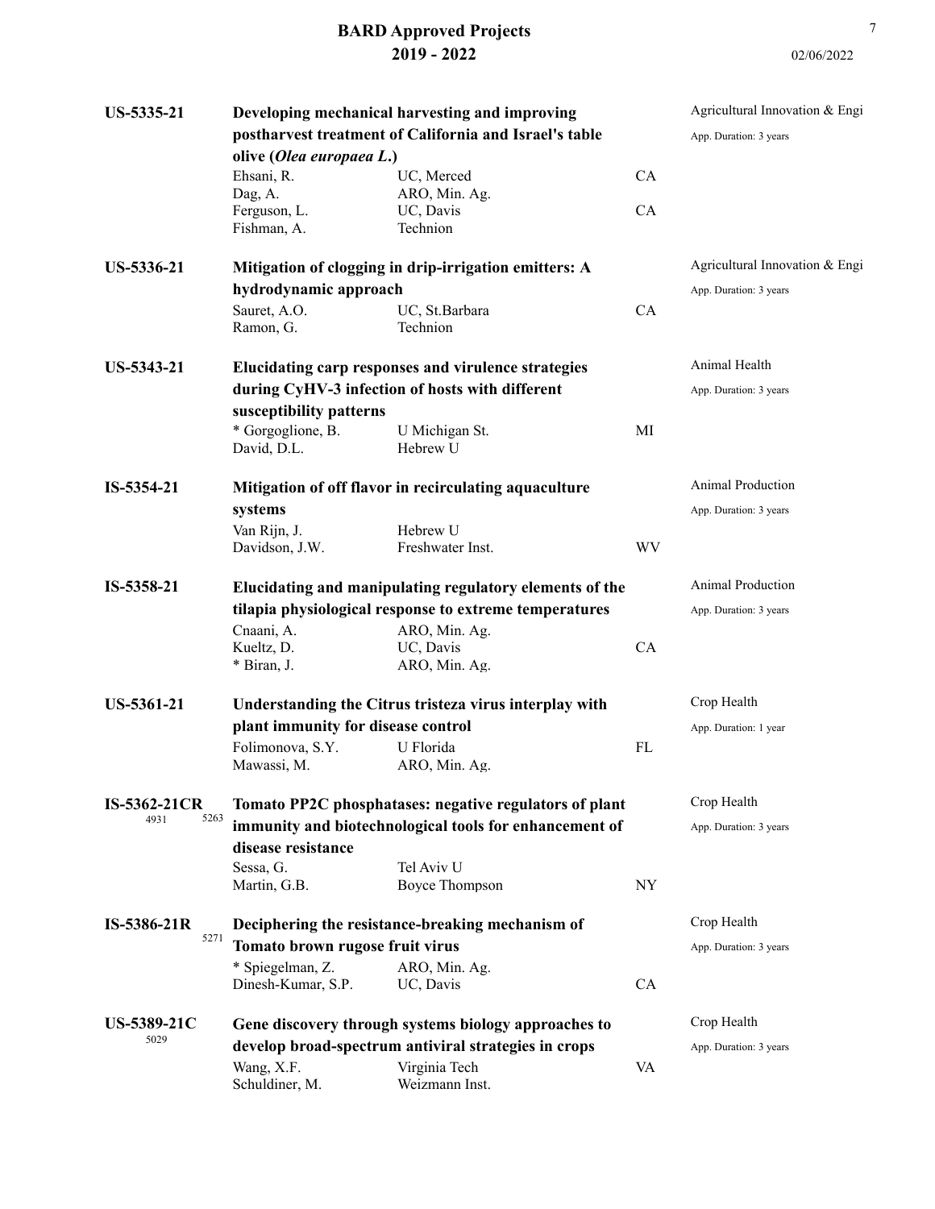**US-5335-21** — **Developing mechanical harvesting and improving postharvest treatment of California and Israel's table olive (*Olea europaea L.*)**

Agricultural Innovation & Engi
App. Duration: 3 years

| | | |
|---|---|---|
| Ehsani, R. | UC, Merced | CA |
| Dag, A. | ARO, Min. Ag. | |
| Ferguson, L. | UC, Davis | CA |
| Fishman, A. | Technion | |

**US-5336-21** — **Mitigation of clogging in drip-irrigation emitters: A hydrodynamic approach**

Agricultural Innovation & Engi
App. Duration: 3 years

| | | |
|---|---|---|
| Sauret, A.O. | UC, St.Barbara | CA |
| Ramon, G. | Technion | |

**US-5343-21** — **Elucidating carp responses and virulence strategies during CyHV-3 infection of hosts with different susceptibility patterns**

Animal Health
App. Duration: 3 years

| | | |
|---|---|---|
| * Gorgoglione, B. | U Michigan St. | MI |
| David, D.L. | Hebrew U | |

**IS-5354-21** — **Mitigation of off flavor in recirculating aquaculture systems**

Animal Production
App. Duration: 3 years

| | | |
|---|---|---|
| Van Rijn, J. | Hebrew U | |
| Davidson, J.W. | Freshwater Inst. | WV |

**IS-5358-21** — **Elucidating and manipulating regulatory elements of the tilapia physiological response to extreme temperatures**

Animal Production
App. Duration: 3 years

| | | |
|---|---|---|
| Cnaani, A. | ARO, Min. Ag. | |
| Kueltz, D. | UC, Davis | CA |
| * Biran, J. | ARO, Min. Ag. | |

**US-5361-21** — **Understanding the Citrus tristeza virus interplay with plant immunity for disease control**

Crop Health
App. Duration: 1 year

| | | |
|---|---|---|
| Folimonova, S.Y. | U Florida | FL |
| Mawassi, M. | ARO, Min. Ag. | |

**IS-5362-21CR** (4931, 5263) — **Tomato PP2C phosphatases: negative regulators of plant immunity and biotechnological tools for enhancement of disease resistance**

Crop Health
App. Duration: 3 years

| | | |
|---|---|---|
| Sessa, G. | Tel Aviv U | |
| Martin, G.B. | Boyce Thompson | NY |

**IS-5386-21R** (5271) — **Deciphering the resistance-breaking mechanism of Tomato brown rugose fruit virus**

Crop Health
App. Duration: 3 years

| | | |
|---|---|---|
| * Spiegelman, Z. | ARO, Min. Ag. | |
| Dinesh-Kumar, S.P. | UC, Davis | CA |

**US-5389-21C** (5029) — **Gene discovery through systems biology approaches to develop broad-spectrum antiviral strategies in crops**

Crop Health
App. Duration: 3 years

| | | |
|---|---|---|
| Wang, X.F. | Virginia Tech | VA |
| Schuldiner, M. | Weizmann Inst. | |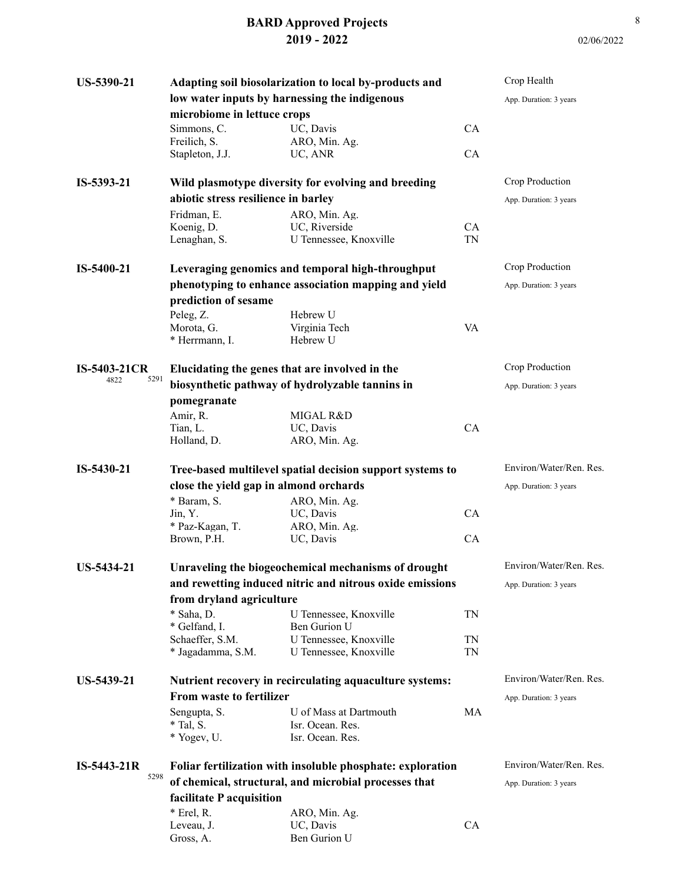# BARD Approved Projects
## 2019 - 2022

02/06/2022

**US-5390-21** — **Adapting soil biosolarization to local by-products and low water inputs by harnessing the indigenous microbiome in lettuce crops**

Crop Health
App. Duration: 3 years

| Name | Institution | State |
|---|---|---|
| Simmons, C. | UC, Davis | CA |
| Freilich, S. | ARO, Min. Ag. | |
| Stapleton, J.J. | UC, ANR | CA |

**IS-5393-21** — **Wild plasmotype diversity for evolving and breeding abiotic stress resilience in barley**

Crop Production
App. Duration: 3 years

| Name | Institution | State |
|---|---|---|
| Fridman, E. | ARO, Min. Ag. | |
| Koenig, D. | UC, Riverside | CA |
| Lenaghan, S. | U Tennessee, Knoxville | TN |

**IS-5400-21** — **Leveraging genomics and temporal high-throughput phenotyping to enhance association mapping and yield prediction of sesame**

Crop Production
App. Duration: 3 years

| Name | Institution | State |
|---|---|---|
| Peleg, Z. | Hebrew U | |
| Morota, G. | Virginia Tech | VA |
| * Herrmann, I. | Hebrew U | |

**IS-5403-21CR** (4822, 5291) — **Elucidating the genes that are involved in the biosynthetic pathway of hydrolyzable tannins in pomegranate**

Crop Production
App. Duration: 3 years

| Name | Institution | State |
|---|---|---|
| Amir, R. | MIGAL R&D | |
| Tian, L. | UC, Davis | CA |
| Holland, D. | ARO, Min. Ag. | |

**IS-5430-21** — **Tree-based multilevel spatial decision support systems to close the yield gap in almond orchards**

Environ/Water/Ren. Res.
App. Duration: 3 years

| Name | Institution | State |
|---|---|---|
| * Baram, S. | ARO, Min. Ag. | |
| Jin, Y. | UC, Davis | CA |
| * Paz-Kagan, T. | ARO, Min. Ag. | |
| Brown, P.H. | UC, Davis | CA |

**US-5434-21** — **Unraveling the biogeochemical mechanisms of drought and rewetting induced nitric and nitrous oxide emissions from dryland agriculture**

Environ/Water/Ren. Res.
App. Duration: 3 years

| Name | Institution | State |
|---|---|---|
| * Saha, D. | U Tennessee, Knoxville | TN |
| * Gelfand, I. | Ben Gurion U | |
| Schaeffer, S.M. | U Tennessee, Knoxville | TN |
| * Jagadamma, S.M. | U Tennessee, Knoxville | TN |

**US-5439-21** — **Nutrient recovery in recirculating aquaculture systems: From waste to fertilizer**

Environ/Water/Ren. Res.
App. Duration: 3 years

| Name | Institution | State |
|---|---|---|
| Sengupta, S. | U of Mass at Dartmouth | MA |
| * Tal, S. | Isr. Ocean. Res. | |
| * Yogev, U. | Isr. Ocean. Res. | |

**IS-5443-21R** (5298) — **Foliar fertilization with insoluble phosphate: exploration of chemical, structural, and microbial processes that facilitate P acquisition**

Environ/Water/Ren. Res.
App. Duration: 3 years

| Name | Institution | State |
|---|---|---|
| * Erel, R. | ARO, Min. Ag. | |
| Leveau, J. | UC, Davis | CA |
| Gross, A. | Ben Gurion U | |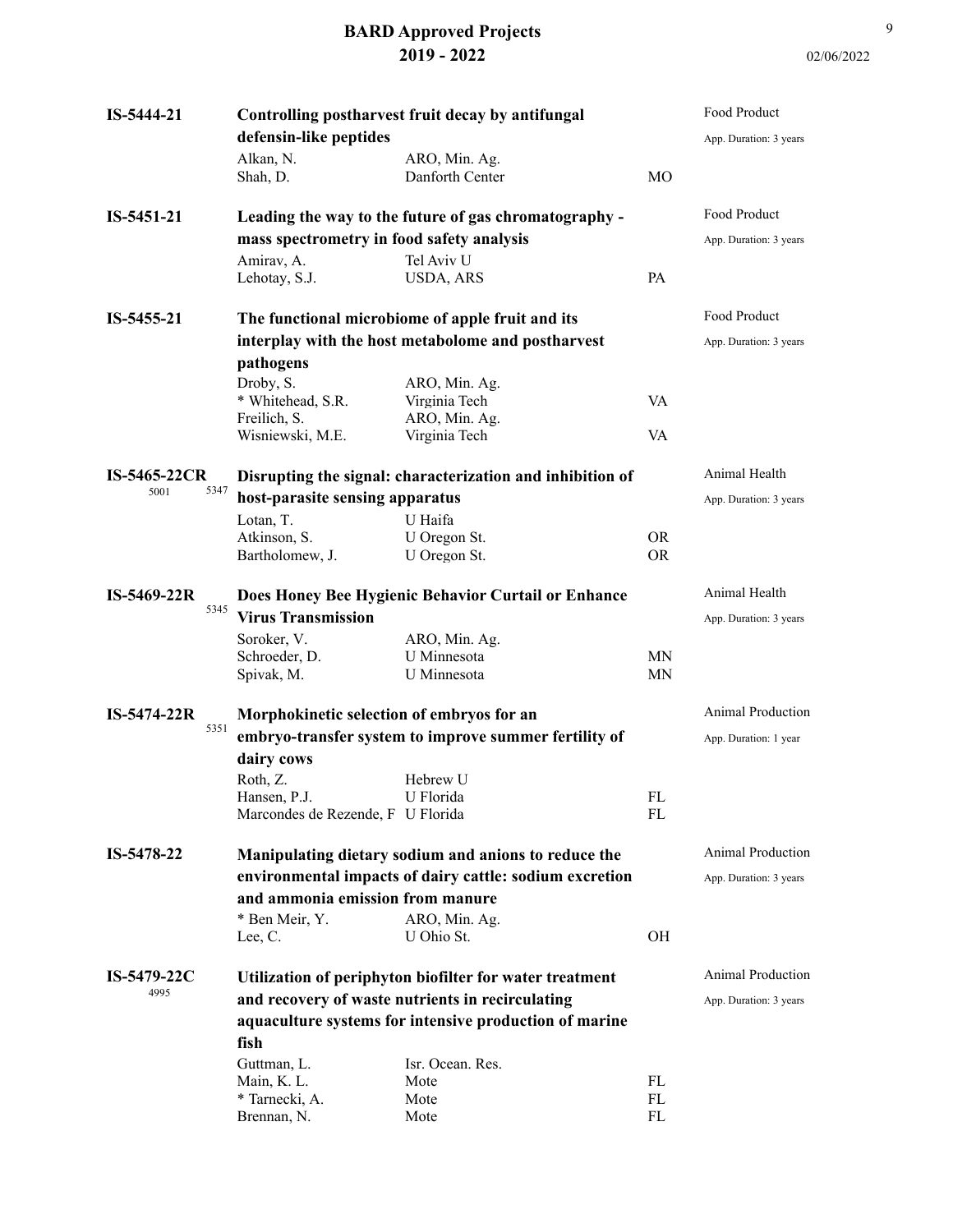**IS-5444-21** — **Controlling postharvest fruit decay by antifungal defensin-like peptides**

Food Product
App. Duration: 3 years

| | | |
|---|---|---|
| Alkan, N. | ARO, Min. Ag. | |
| Shah, D. | Danforth Center | MO |

**IS-5451-21** — **Leading the way to the future of gas chromatography - mass spectrometry in food safety analysis**

Food Product
App. Duration: 3 years

| | | |
|---|---|---|
| Amirav, A. | Tel Aviv U | |
| Lehotay, S.J. | USDA, ARS | PA |

**IS-5455-21** — **The functional microbiome of apple fruit and its interplay with the host metabolome and postharvest pathogens**

Food Product
App. Duration: 3 years

| | | |
|---|---|---|
| Droby, S. | ARO, Min. Ag. | |
| * Whitehead, S.R. | Virginia Tech | VA |
| Freilich, S. | ARO, Min. Ag. | |
| Wisniewski, M.E. | Virginia Tech | VA |

**IS-5465-22CR** (5001, 5347) — **Disrupting the signal: characterization and inhibition of host-parasite sensing apparatus**

Animal Health
App. Duration: 3 years

| | | |
|---|---|---|
| Lotan, T. | U Haifa | |
| Atkinson, S. | U Oregon St. | OR |
| Bartholomew, J. | U Oregon St. | OR |

**IS-5469-22R** (5345) — **Does Honey Bee Hygienic Behavior Curtail or Enhance Virus Transmission**

Animal Health
App. Duration: 3 years

| | | |
|---|---|---|
| Soroker, V. | ARO, Min. Ag. | |
| Schroeder, D. | U Minnesota | MN |
| Spivak, M. | U Minnesota | MN |

**IS-5474-22R** (5351) — **Morphokinetic selection of embryos for an embryo-transfer system to improve summer fertility of dairy cows**

Animal Production
App. Duration: 1 year

| | | |
|---|---|---|
| Roth, Z. | Hebrew U | |
| Hansen, P.J. | U Florida | FL |
| Marcondes de Rezende, F | U Florida | FL |

**IS-5478-22** — **Manipulating dietary sodium and anions to reduce the environmental impacts of dairy cattle: sodium excretion and ammonia emission from manure**

Animal Production
App. Duration: 3 years

| | | |
|---|---|---|
| * Ben Meir, Y. | ARO, Min. Ag. | |
| Lee, C. | U Ohio St. | OH |

**IS-5479-22C** (4995) — **Utilization of periphyton biofilter for water treatment and recovery of waste nutrients in recirculating aquaculture systems for intensive production of marine fish**

Animal Production
App. Duration: 3 years

| | | |
|---|---|---|
| Guttman, L. | Isr. Ocean. Res. | |
| Main, K. L. | Mote | FL |
| * Tarnecki, A. | Mote | FL |
| Brennan, N. | Mote | FL |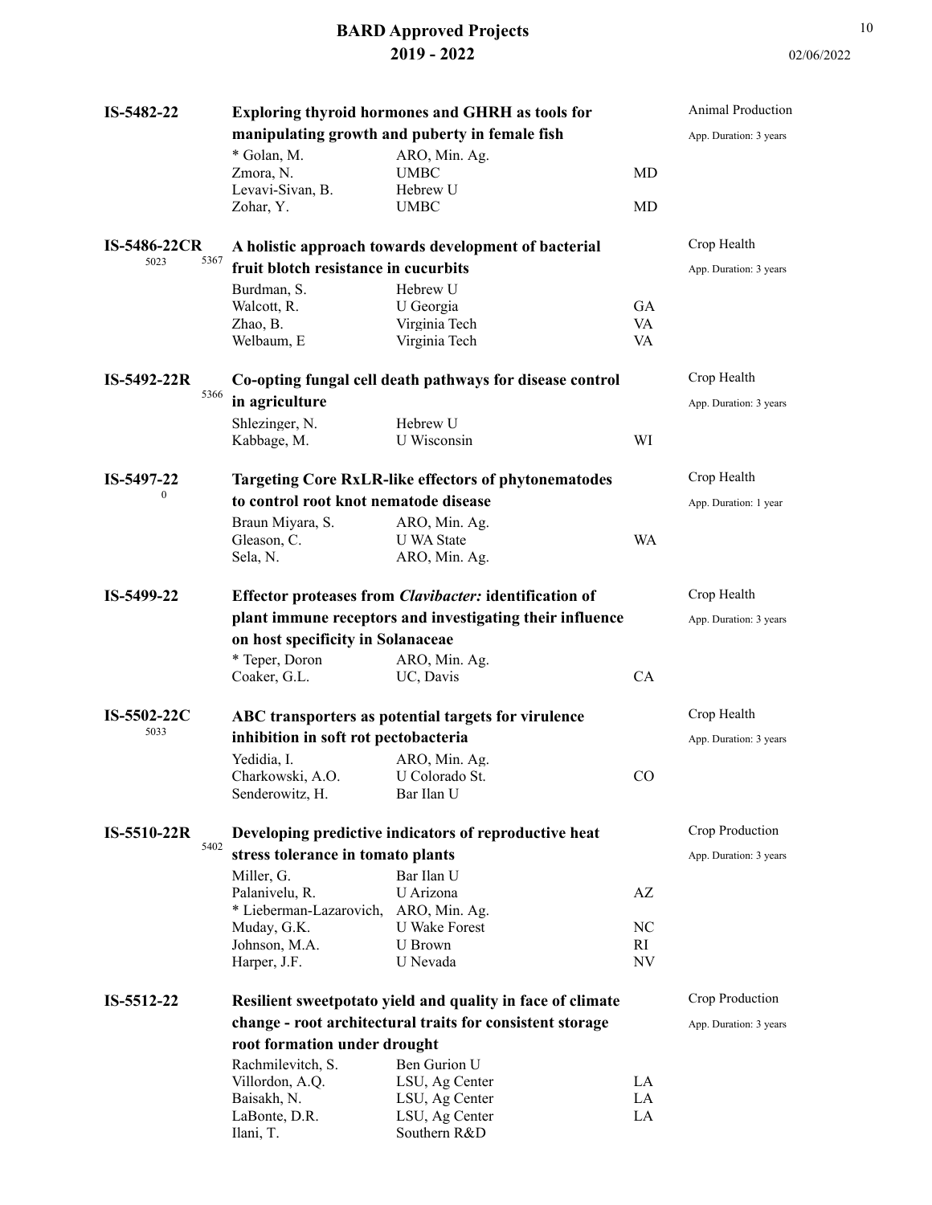# BARD Approved Projects
## 2019 - 2022

02/06/2022

**IS-5482-22** — **Exploring thyroid hormones and GHRH as tools for manipulating growth and puberty in female fish**

Animal Production
App. Duration: 3 years

| Investigator | Institution | State |
|---|---|---|
| * Golan, M. | ARO, Min. Ag. | |
| Zmora, N. | UMBC | MD |
| Levavi-Sivan, B. | Hebrew U | |
| Zohar, Y. | UMBC | MD |

**IS-5486-22CR** (5023 5367) — **A holistic approach towards development of bacterial fruit blotch resistance in cucurbits**

Crop Health
App. Duration: 3 years

| Investigator | Institution | State |
|---|---|---|
| Burdman, S. | Hebrew U | |
| Walcott, R. | U Georgia | GA |
| Zhao, B. | Virginia Tech | VA |
| Welbaum, E | Virginia Tech | VA |

**IS-5492-22R** (5366) — **Co-opting fungal cell death pathways for disease control in agriculture**

Crop Health
App. Duration: 3 years

| Investigator | Institution | State |
|---|---|---|
| Shlezinger, N. | Hebrew U | |
| Kabbage, M. | U Wisconsin | WI |

**IS-5497-22** (0) — **Targeting Core RxLR-like effectors of phytonematodes to control root knot nematode disease**

Crop Health
App. Duration: 1 year

| Investigator | Institution | State |
|---|---|---|
| Braun Miyara, S. | ARO, Min. Ag. | |
| Gleason, C. | U WA State | WA |
| Sela, N. | ARO, Min. Ag. | |

**IS-5499-22** — **Effector proteases from *Clavibacter:* identification of plant immune receptors and investigating their influence on host specificity in Solanaceae**

Crop Health
App. Duration: 3 years

| Investigator | Institution | State |
|---|---|---|
| * Teper, Doron | ARO, Min. Ag. | |
| Coaker, G.L. | UC, Davis | CA |

**IS-5502-22C** (5033) — **ABC transporters as potential targets for virulence inhibition in soft rot pectobacteria**

Crop Health
App. Duration: 3 years

| Investigator | Institution | State |
|---|---|---|
| Yedidia, I. | ARO, Min. Ag. | |
| Charkowski, A.O. | U Colorado St. | CO |
| Senderowitz, H. | Bar Ilan U | |

**IS-5510-22R** (5402) — **Developing predictive indicators of reproductive heat stress tolerance in tomato plants**

Crop Production
App. Duration: 3 years

| Investigator | Institution | State |
|---|---|---|
| Miller, G. | Bar Ilan U | |
| Palanivelu, R. | U Arizona | AZ |
| * Lieberman-Lazarovich, | ARO, Min. Ag. | |
| Muday, G.K. | U Wake Forest | NC |
| Johnson, M.A. | U Brown | RI |
| Harper, J.F. | U Nevada | NV |

**IS-5512-22** — **Resilient sweetpotato yield and quality in face of climate change - root architectural traits for consistent storage root formation under drought**

Crop Production
App. Duration: 3 years

| Investigator | Institution | State |
|---|---|---|
| Rachmilevitch, S. | Ben Gurion U | |
| Villordon, A.Q. | LSU, Ag Center | LA |
| Baisakh, N. | LSU, Ag Center | LA |
| LaBonte, D.R. | LSU, Ag Center | LA |
| Ilani, T. | Southern R&D | |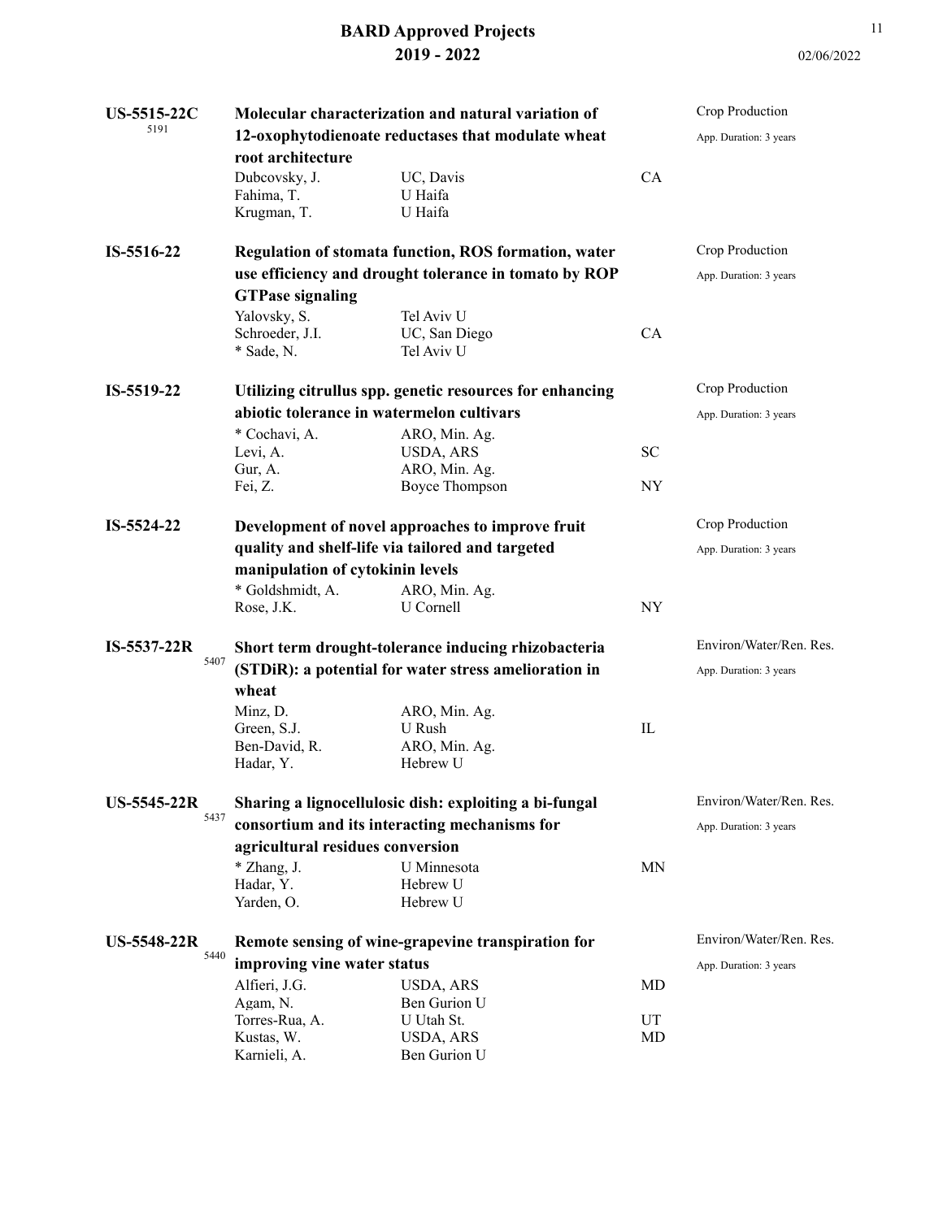**US-5515-22C** 5191

**Molecular characterization and natural variation of 12-oxophytodienoate reductases that modulate wheat root architecture**

Crop Production
App. Duration: 3 years

| Investigator | Institution | State |
|---|---|---|
| Dubcovsky, J. | UC, Davis | CA |
| Fahima, T. | U Haifa | |
| Krugman, T. | U Haifa | |

**IS-5516-22**

**Regulation of stomata function, ROS formation, water use efficiency and drought tolerance in tomato by ROP GTPase signaling**

Crop Production
App. Duration: 3 years

| Investigator | Institution | State |
|---|---|---|
| Yalovsky, S. | Tel Aviv U | |
| Schroeder, J.I. | UC, San Diego | CA |
| * Sade, N. | Tel Aviv U | |

**IS-5519-22**

**Utilizing citrullus spp. genetic resources for enhancing abiotic tolerance in watermelon cultivars**

Crop Production
App. Duration: 3 years

| Investigator | Institution | State |
|---|---|---|
| * Cochavi, A. | ARO, Min. Ag. | |
| Levi, A. | USDA, ARS | SC |
| Gur, A. | ARO, Min. Ag. | |
| Fei, Z. | Boyce Thompson | NY |

**IS-5524-22**

**Development of novel approaches to improve fruit quality and shelf-life via tailored and targeted manipulation of cytokinin levels**

Crop Production
App. Duration: 3 years

| Investigator | Institution | State |
|---|---|---|
| * Goldshmidt, A. | ARO, Min. Ag. | |
| Rose, J.K. | U Cornell | NY |

**IS-5537-22R** 5407

**Short term drought-tolerance inducing rhizobacteria (STDiR): a potential for water stress amelioration in wheat**

Environ/Water/Ren. Res.
App. Duration: 3 years

| Investigator | Institution | State |
|---|---|---|
| Minz, D. | ARO, Min. Ag. | |
| Green, S.J. | U Rush | IL |
| Ben-David, R. | ARO, Min. Ag. | |
| Hadar, Y. | Hebrew U | |

**US-5545-22R** 5437

**Sharing a lignocellulosic dish: exploiting a bi-fungal consortium and its interacting mechanisms for agricultural residues conversion**

Environ/Water/Ren. Res.
App. Duration: 3 years

| Investigator | Institution | State |
|---|---|---|
| * Zhang, J. | U Minnesota | MN |
| Hadar, Y. | Hebrew U | |
| Yarden, O. | Hebrew U | |

**US-5548-22R** 5440

**Remote sensing of wine-grapevine transpiration for improving vine water status**

Environ/Water/Ren. Res.
App. Duration: 3 years

| Investigator | Institution | State |
|---|---|---|
| Alfieri, J.G. | USDA, ARS | MD |
| Agam, N. | Ben Gurion U | |
| Torres-Rua, A. | U Utah St. | UT |
| Kustas, W. | USDA, ARS | MD |
| Karnieli, A. | Ben Gurion U | |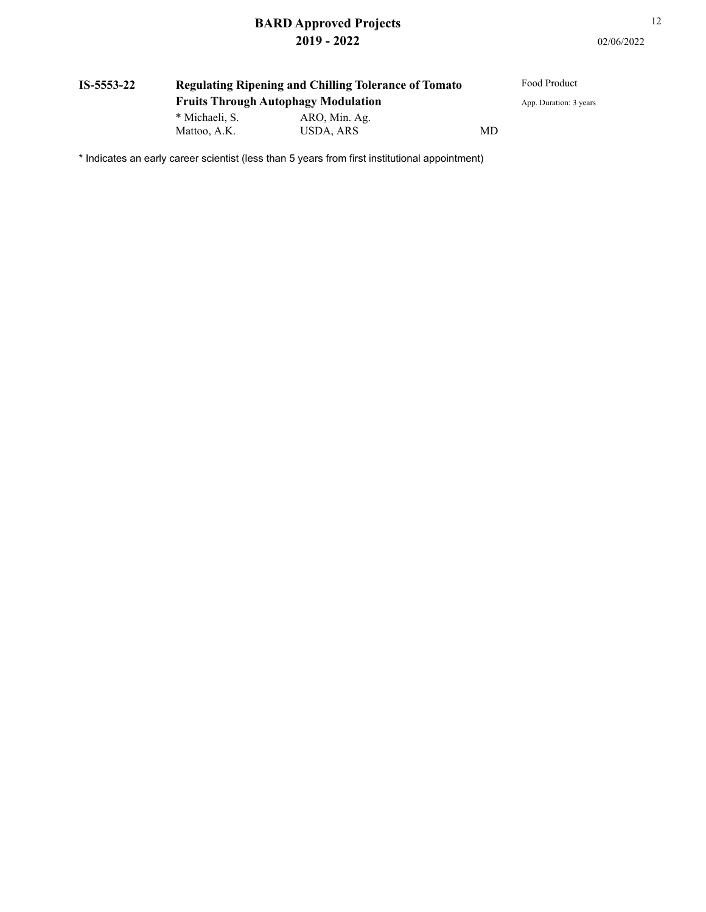**IS-5553-22** **Regulating Ripening and Chilling Tolerance of Tomato Fruits Through Autophagy Modulation**

Food Product

App. Duration: 3 years

| | | |
|---|---|---|
| * Michaeli, S. | ARO, Min. Ag. | |
| Mattoo, A.K. | USDA, ARS | MD |

* Indicates an early career scientist (less than 5 years from first institutional appointment)